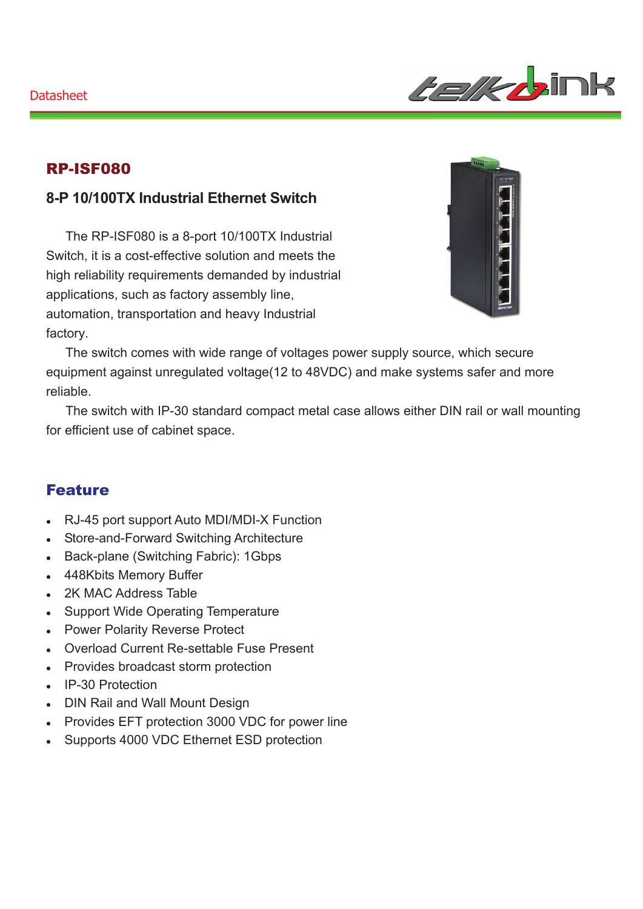Datasheet

# RP-ISF080

## 8-P 10/100TX Industrial Ethernet Switch

The RP-ISF080 is a 8-port 10/100TX Industrial Switch, it is a cost-effective solution and meets the high reliability requirements demanded by industrial applications, such as factory assembly line, automation, transportation and heavy Industrial factory.

The switch comes with wide range of voltages power supply source, which secure equipment against unregulated voltage(12 to 48VDC) and make systems safer and more reliable.

The switch with IP-30 standard compact metal case allows either DIN rail or wall mounting for efficient use of cabinet space.

## Feature

- RJ-45 port support Auto MDI/MDI-X Function
- Store-and-Forward Switching Architecture
- Back-plane (Switching Fabric): 1Gbps
- 448Kbits Memory Buffer
- 2K MAC Address Table
- Support Wide Operating Temperature
- Power Polarity Reverse Protect
- Overload Current Re-settable Fuse Present
- Provides broadcast storm protection
- IP-30 Protection
- DIN Rail and Wall Mount Design
- Provides EFT protection 3000 VDC for power line
- Supports 4000 VDC Ethernet ESD protection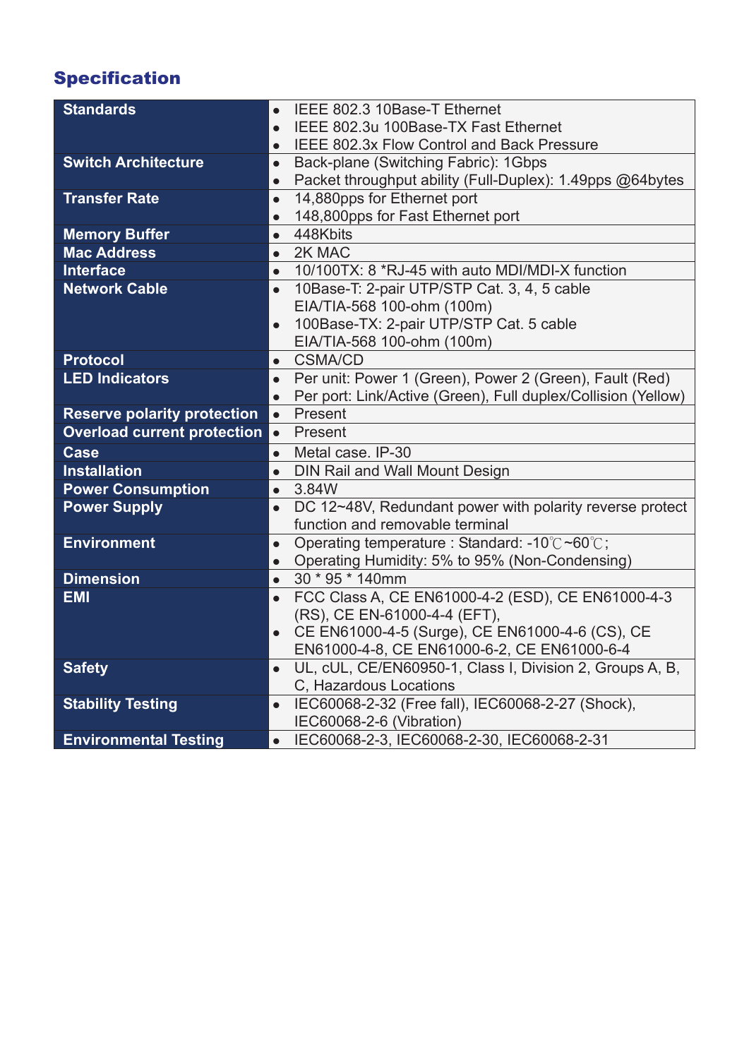## Specification

| | |
|---|---|
| **Standards** | • IEEE 802.3 10Base-T Ethernet<br>• IEEE 802.3u 100Base-TX Fast Ethernet<br>• IEEE 802.3x Flow Control and Back Pressure |
| **Switch Architecture** | • Back-plane (Switching Fabric): 1Gbps<br>• Packet throughput ability (Full-Duplex): 1.49pps @64bytes |
| **Transfer Rate** | • 14,880pps for Ethernet port<br>• 148,800pps for Fast Ethernet port |
| **Memory Buffer** | • 448Kbits |
| **Mac Address** | • 2K MAC |
| **Interface** | • 10/100TX: 8 *RJ-45 with auto MDI/MDI-X function |
| **Network Cable** | • 10Base-T: 2-pair UTP/STP Cat. 3, 4, 5 cable EIA/TIA-568 100-ohm (100m)<br>• 100Base-TX: 2-pair UTP/STP Cat. 5 cable EIA/TIA-568 100-ohm (100m) |
| **Protocol** | • CSMA/CD |
| **LED Indicators** | • Per unit: Power 1 (Green), Power 2 (Green), Fault (Red)<br>• Per port: Link/Active (Green), Full duplex/Collision (Yellow) |
| **Reserve polarity protection** | • Present |
| **Overload current protection** | • Present |
| **Case** | • Metal case. IP-30 |
| **Installation** | • DIN Rail and Wall Mount Design |
| **Power Consumption** | • 3.84W |
| **Power Supply** | • DC 12~48V, Redundant power with polarity reverse protect function and removable terminal |
| **Environment** | • Operating temperature : Standard: -10℃~60℃;<br>• Operating Humidity: 5% to 95% (Non-Condensing) |
| **Dimension** | • 30 * 95 * 140mm |
| **EMI** | • FCC Class A, CE EN61000-4-2 (ESD), CE EN61000-4-3 (RS), CE EN-61000-4-4 (EFT),<br>• CE EN61000-4-5 (Surge), CE EN61000-4-6 (CS), CE EN61000-4-8, CE EN61000-6-2, CE EN61000-6-4 |
| **Safety** | • UL, cUL, CE/EN60950-1, Class I, Division 2, Groups A, B, C, Hazardous Locations |
| **Stability Testing** | • IEC60068-2-32 (Free fall), IEC60068-2-27 (Shock), IEC60068-2-6 (Vibration) |
| **Environmental Testing** | • IEC60068-2-3, IEC60068-2-30, IEC60068-2-31 |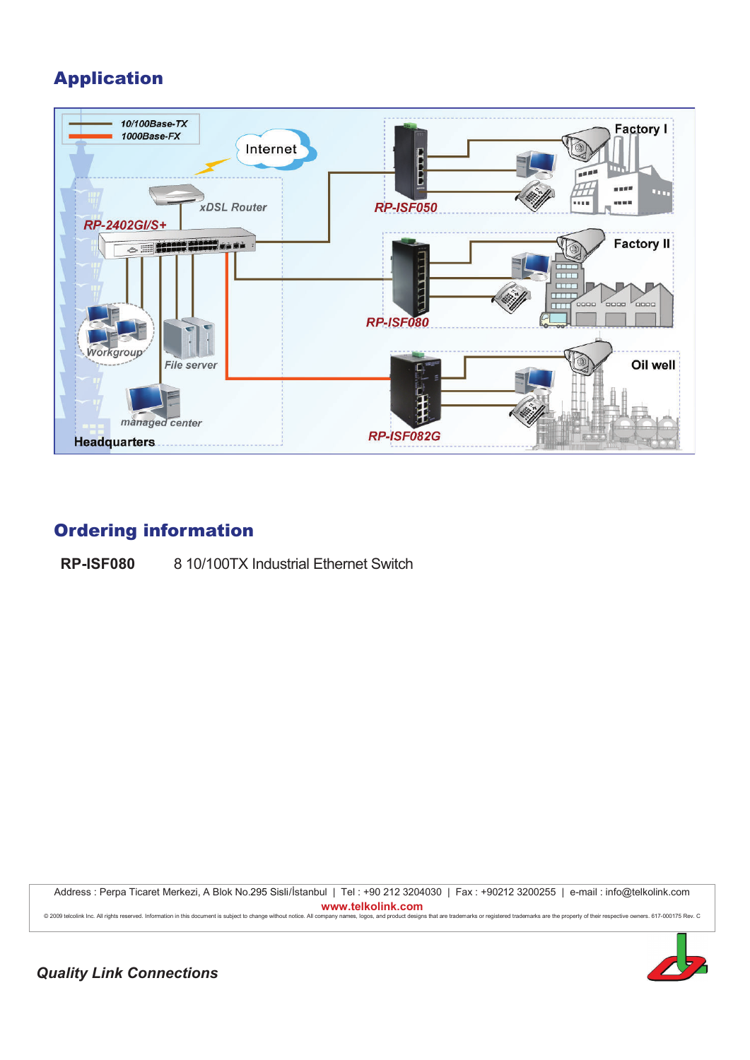## Application

10/100Base-TX
1000Base-FX
Internet
xDSL Router
RP-2402GI/S+
Workgroup
File server
managed center
Headquarters
RP-ISF050
Factory I
RP-ISF080
Factory II
RP-ISF082G
Oil well

## Ordering information

**RP-ISF080** 8 10/100TX Industrial Ethernet Switch

Address : Perpa Ticaret Merkezi, A Blok No.295 Sisli/İstanbul | Tel : +90 212 3204030 | Fax : +90212 3200255 | e-mail : info@telkolink.com

**www.telkolink.com**

© 2009 telcolink Inc. All rights reserved. Information in this document is subject to change without notice. All company names, logos, and product designs that are trademarks or registered trademarks are the property of their respective owners. 617-000175 Rev. C

***Quality Link Connections***